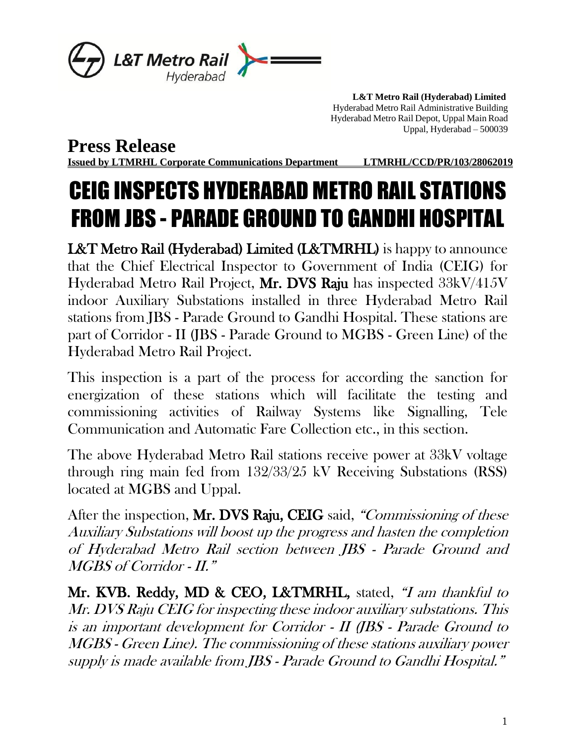**L&T Metro Rail (Hyderabad) Limited**
Hyderabad Metro Rail Administrative Building
Hyderabad Metro Rail Depot, Uppal Main Road
Uppal, Hyderabad – 500039

# Press Release

**Issued by LTMRHL Corporate Communications Department LTMRHL/CCD/PR/103/28062019**

# CEIG INSPECTS HYDERABAD METRO RAIL STATIONS FROM JBS - PARADE GROUND TO GANDHI HOSPITAL

**L&T Metro Rail (Hyderabad) Limited (L&TMRHL)** is happy to announce that the Chief Electrical Inspector to Government of India (CEIG) for Hyderabad Metro Rail Project, **Mr. DVS Raju** has inspected 33kV/415V indoor Auxiliary Substations installed in three Hyderabad Metro Rail stations from JBS - Parade Ground to Gandhi Hospital. These stations are part of Corridor - II (JBS - Parade Ground to MGBS - Green Line) of the Hyderabad Metro Rail Project.

This inspection is a part of the process for according the sanction for energization of these stations which will facilitate the testing and commissioning activities of Railway Systems like Signalling, Tele Communication and Automatic Fare Collection etc., in this section.

The above Hyderabad Metro Rail stations receive power at 33kV voltage through ring main fed from 132/33/25 kV Receiving Substations (RSS) located at MGBS and Uppal.

After the inspection, **Mr. DVS Raju, CEIG** said, *"Commissioning of these Auxiliary Substations will boost up the progress and hasten the completion of Hyderabad Metro Rail section between JBS - Parade Ground and MGBS of Corridor - II."*

**Mr. KVB. Reddy, MD & CEO, L&TMRHL,** stated, *"I am thankful to Mr. DVS Raju CEIG for inspecting these indoor auxiliary substations. This is an important development for Corridor - II (JBS - Parade Ground to MGBS - Green Line). The commissioning of these stations auxiliary power supply is made available from JBS - Parade Ground to Gandhi Hospital."*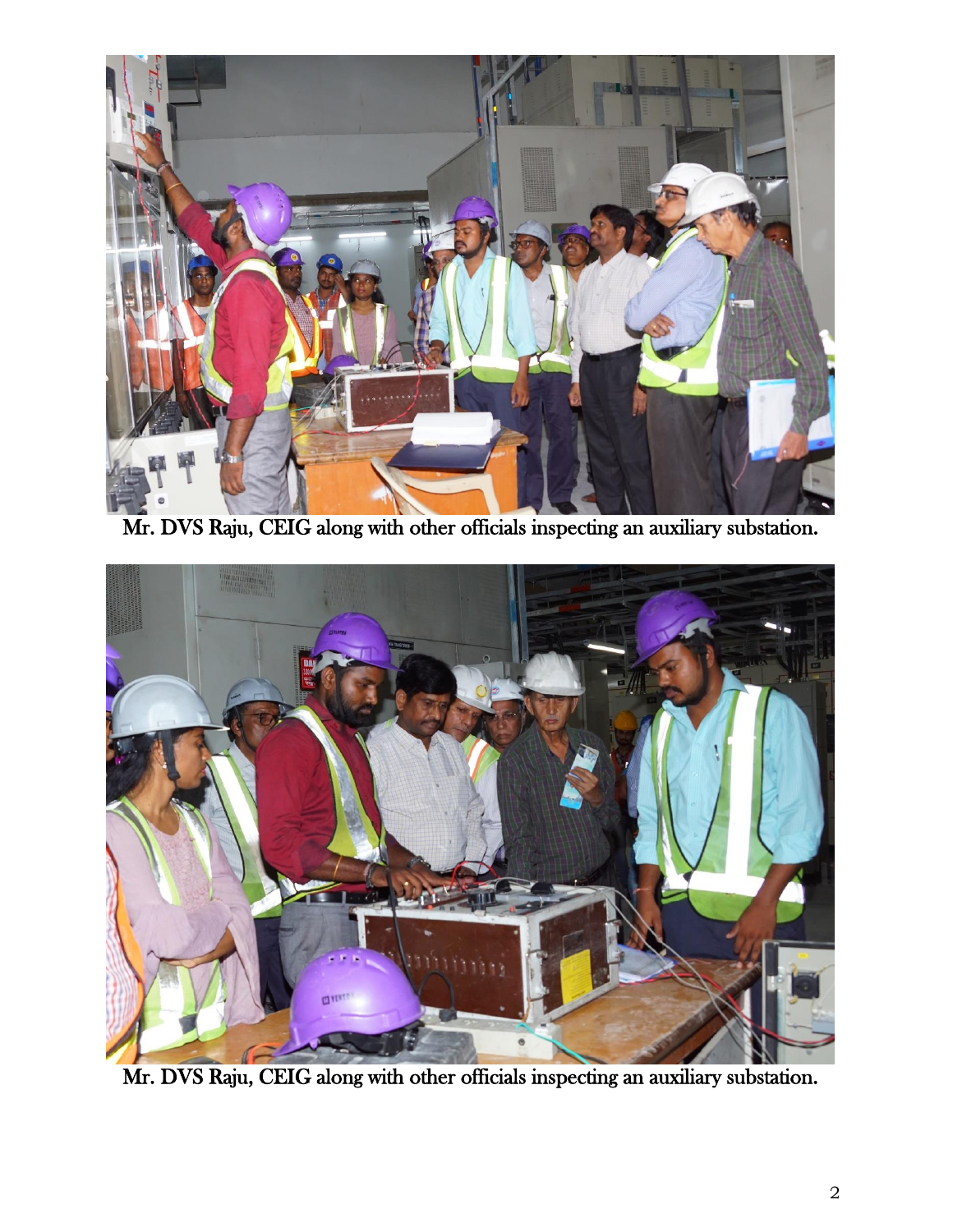Mr. DVS Raju, CEIG along with other officials inspecting an auxiliary substation.

Mr. DVS Raju, CEIG along with other officials inspecting an auxiliary substation.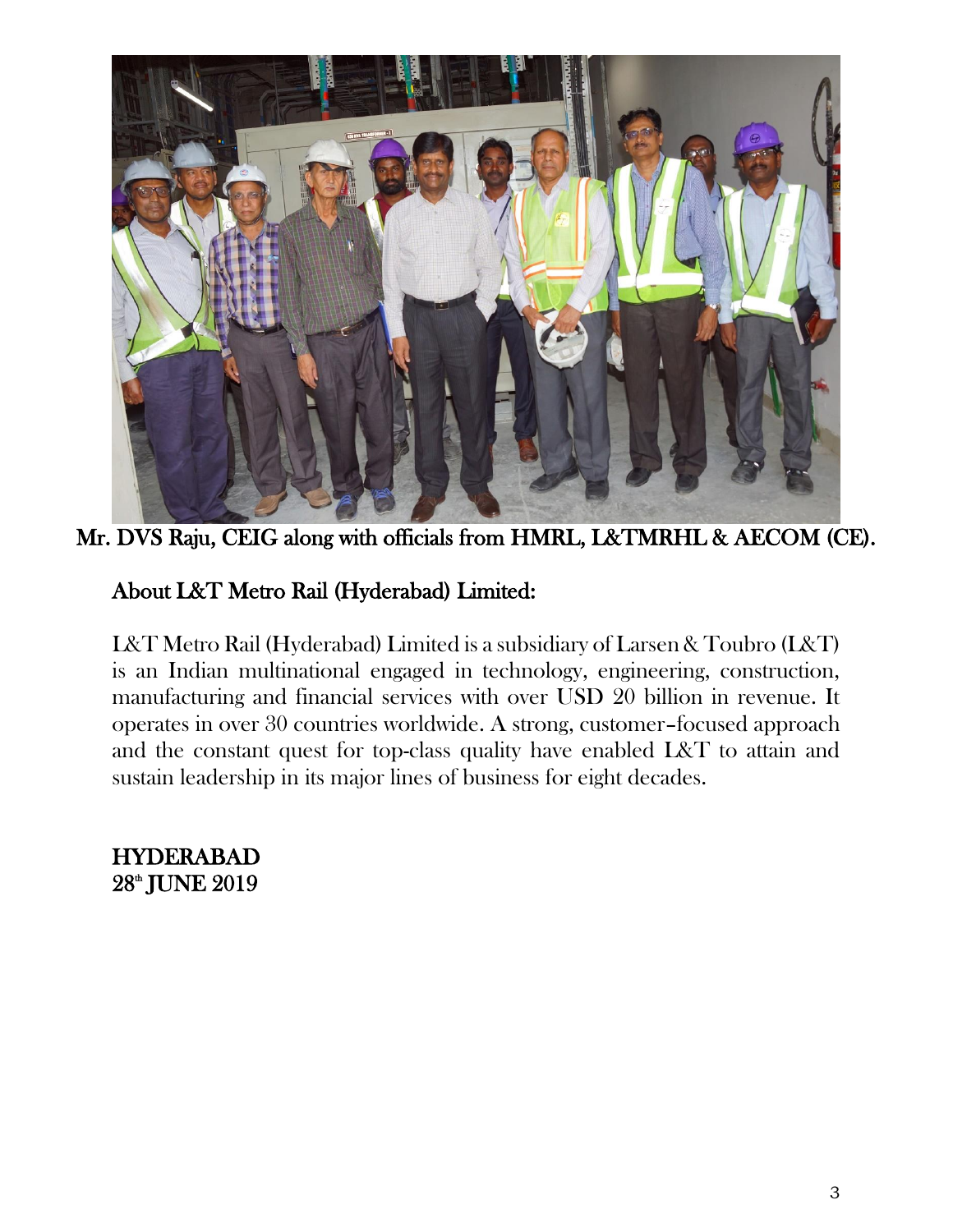Mr. DVS Raju, CEIG along with officials from HMRL, L&TMRHL & AECOM (CE).

## About L&T Metro Rail (Hyderabad) Limited:

L&T Metro Rail (Hyderabad) Limited is a subsidiary of Larsen & Toubro (L&T) is an Indian multinational engaged in technology, engineering, construction, manufacturing and financial services with over USD 20 billion in revenue. It operates in over 30 countries worldwide. A strong, customer–focused approach and the constant quest for top-class quality have enabled L&T to attain and sustain leadership in its major lines of business for eight decades.

**HYDERABAD**
**28th JUNE 2019**